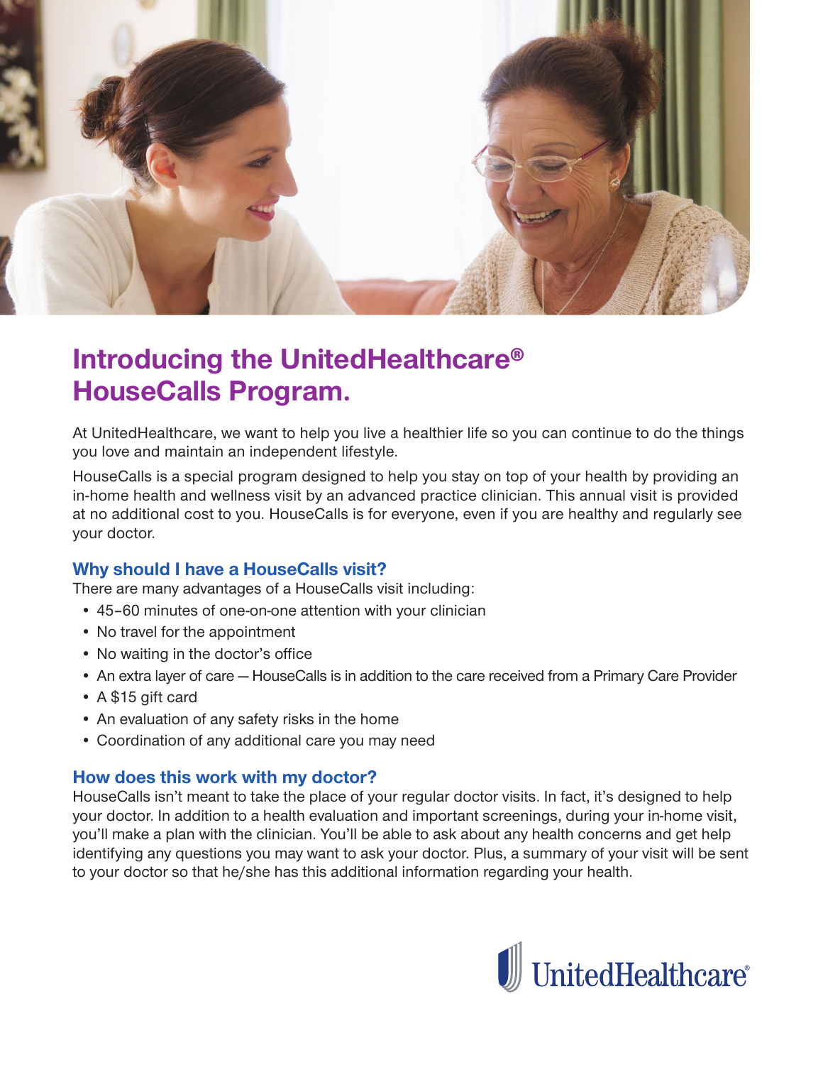# Introducing the UnitedHealthcare® HouseCalls Program.

At UnitedHealthcare, we want to help you live a healthier life so you can continue to do the things you love and maintain an independent lifestyle.

HouseCalls is a special program designed to help you stay on top of your health by providing an in-home health and wellness visit by an advanced practice clinician. This annual visit is provided at no additional cost to you. HouseCalls is for everyone, even if you are healthy and regularly see your doctor.

## Why should I have a HouseCalls visit?

There are many advantages of a HouseCalls visit including:

- 45–60 minutes of one-on-one attention with your clinician
- No travel for the appointment
- No waiting in the doctor's office
- An extra layer of care — HouseCalls is in addition to the care received from a Primary Care Provider
- A $15 gift card
- An evaluation of any safety risks in the home
- Coordination of any additional care you may need

## How does this work with my doctor?

HouseCalls isn't meant to take the place of your regular doctor visits. In fact, it's designed to help your doctor. In addition to a health evaluation and important screenings, during your in-home visit, you'll make a plan with the clinician. You'll be able to ask about any health concerns and get help identifying any questions you may want to ask your doctor. Plus, a summary of your visit will be sent to your doctor so that he/she has this additional information regarding your health.

UnitedHealthcare®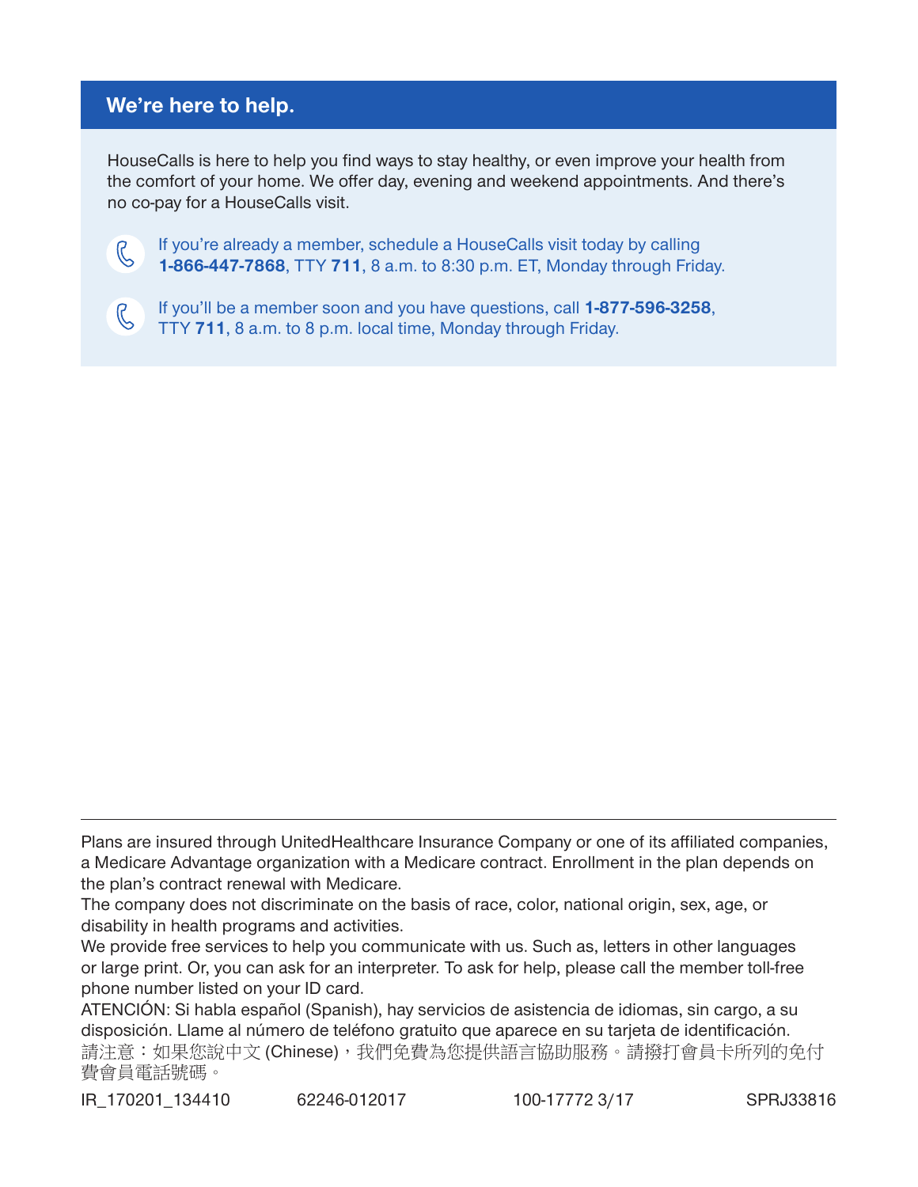## We’re here to help.

HouseCalls is here to help you find ways to stay healthy, or even improve your health from the comfort of your home. We offer day, evening and weekend appointments. And there’s no co-pay for a HouseCalls visit.

If you’re already a member, schedule a HouseCalls visit today by calling **1-866-447-7868**, TTY **711**, 8 a.m. to 8:30 p.m. ET, Monday through Friday.

If you’ll be a member soon and you have questions, call **1-877-596-3258**, TTY **711**, 8 a.m. to 8 p.m. local time, Monday through Friday.

---

Plans are insured through UnitedHealthcare Insurance Company or one of its affiliated companies, a Medicare Advantage organization with a Medicare contract. Enrollment in the plan depends on the plan’s contract renewal with Medicare.

The company does not discriminate on the basis of race, color, national origin, sex, age, or disability in health programs and activities.

We provide free services to help you communicate with us. Such as, letters in other languages or large print. Or, you can ask for an interpreter. To ask for help, please call the member toll-free phone number listed on your ID card.

ATENCIÓN: Si habla español (Spanish), hay servicios de asistencia de idiomas, sin cargo, a su disposición. Llame al número de teléfono gratuito que aparece en su tarjeta de identificación.

請注意：如果您說中文 (Chinese)，我們免費為您提供語言協助服務。請撥打會員卡所列的免付費會員電話號碼。

IR_170201_134410 62246-012017 100-17772 3/17 SPRJ33816